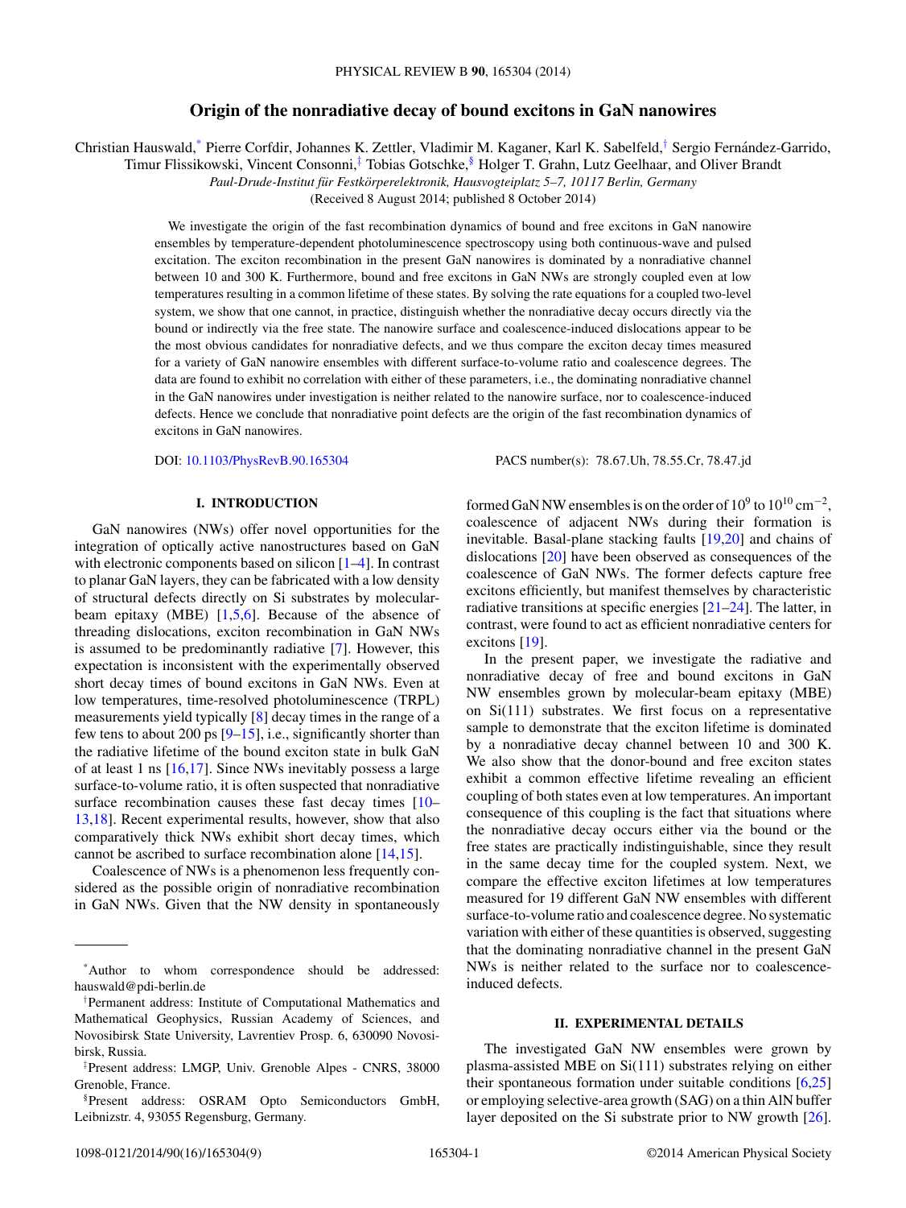# Origin of the nonradiative decay of bound excitons in GaN nanowires

Christian Hauswald,[*] Pierre Corfdir, Johannes K. Zettler, Vladimir M. Kaganer, Karl K. Sabelfeld,[†] Sergio Fernández-Garrido, Timur Flissikowski, Vincent Consonni,[‡] Tobias Gotschke,[§] Holger T. Grahn, Lutz Geelhaar, and Oliver Brandt

*Paul-Drude-Institut für Festkörperelektronik, Hausvogteiplatz 5–7, 10117 Berlin, Germany*

(Received 8 August 2014; published 8 October 2014)

We investigate the origin of the fast recombination dynamics of bound and free excitons in GaN nanowire ensembles by temperature-dependent photoluminescence spectroscopy using both continuous-wave and pulsed excitation. The exciton recombination in the present GaN nanowires is dominated by a nonradiative channel between 10 and 300 K. Furthermore, bound and free excitons in GaN NWs are strongly coupled even at low temperatures resulting in a common lifetime of these states. By solving the rate equations for a coupled two-level system, we show that one cannot, in practice, distinguish whether the nonradiative decay occurs directly via the bound or indirectly via the free state. The nanowire surface and coalescence-induced dislocations appear to be the most obvious candidates for nonradiative defects, and we thus compare the exciton decay times measured for a variety of GaN nanowire ensembles with different surface-to-volume ratio and coalescence degrees. The data are found to exhibit no correlation with either of these parameters, i.e., the dominating nonradiative channel in the GaN nanowires under investigation is neither related to the nanowire surface, nor to coalescence-induced defects. Hence we conclude that nonradiative point defects are the origin of the fast recombination dynamics of excitons in GaN nanowires.

DOI: 10.1103/PhysRevB.90.165304 PACS number(s): 78.67.Uh, 78.55.Cr, 78.47.jd

## I. INTRODUCTION

GaN nanowires (NWs) offer novel opportunities for the integration of optically active nanostructures based on GaN with electronic components based on silicon [1–4]. In contrast to planar GaN layers, they can be fabricated with a low density of structural defects directly on Si substrates by molecular-beam epitaxy (MBE) [1,5,6]. Because of the absence of threading dislocations, exciton recombination in GaN NWs is assumed to be predominantly radiative [7]. However, this expectation is inconsistent with the experimentally observed short decay times of bound excitons in GaN NWs. Even at low temperatures, time-resolved photoluminescence (TRPL) measurements yield typically [8] decay times in the range of a few tens to about 200 ps [9–15], i.e., significantly shorter than the radiative lifetime of the bound exciton state in bulk GaN of at least 1 ns [16,17]. Since NWs inevitably possess a large surface-to-volume ratio, it is often suspected that nonradiative surface recombination causes these fast decay times [10–13,18]. Recent experimental results, however, show that also comparatively thick NWs exhibit short decay times, which cannot be ascribed to surface recombination alone [14,15].

Coalescence of NWs is a phenomenon less frequently considered as the possible origin of nonradiative recombination in GaN NWs. Given that the NW density in spontaneously formed GaN NW ensembles is on the order of $10^9$ to $10^{10}$ cm$^{-2}$, coalescence of adjacent NWs during their formation is inevitable. Basal-plane stacking faults [19,20] and chains of dislocations [20] have been observed as consequences of the coalescence of GaN NWs. The former defects capture free excitons efficiently, but manifest themselves by characteristic radiative transitions at specific energies [21–24]. The latter, in contrast, were found to act as efficient nonradiative centers for excitons [19].

In the present paper, we investigate the radiative and nonradiative decay of free and bound excitons in GaN NW ensembles grown by molecular-beam epitaxy (MBE) on Si(111) substrates. We first focus on a representative sample to demonstrate that the exciton lifetime is dominated by a nonradiative decay channel between 10 and 300 K. We also show that the donor-bound and free exciton states exhibit a common effective lifetime revealing an efficient coupling of both states even at low temperatures. An important consequence of this coupling is the fact that situations where the nonradiative decay occurs either via the bound or the free states are practically indistinguishable, since they result in the same decay time for the coupled system. Next, we compare the effective exciton lifetimes at low temperatures measured for 19 different GaN NW ensembles with different surface-to-volume ratio and coalescence degree. No systematic variation with either of these quantities is observed, suggesting that the dominating nonradiative channel in the present GaN NWs is neither related to the surface nor to coalescence-induced defects.

## II. EXPERIMENTAL DETAILS

The investigated GaN NW ensembles were grown by plasma-assisted MBE on Si(111) substrates relying on either their spontaneous formation under suitable conditions [6,25] or employing selective-area growth (SAG) on a thin AlN buffer layer deposited on the Si substrate prior to NW growth [26].

---

[*] Author to whom correspondence should be addressed: hauswald@pdi-berlin.de

[†] Permanent address: Institute of Computational Mathematics and Mathematical Geophysics, Russian Academy of Sciences, and Novosibirsk State University, Lavrentiev Prosp. 6, 630090 Novosibirsk, Russia.

[‡] Present address: LMGP, Univ. Grenoble Alpes - CNRS, 38000 Grenoble, France.

[§] Present address: OSRAM Opto Semiconductors GmbH, Leibnizstr. 4, 93055 Regensburg, Germany.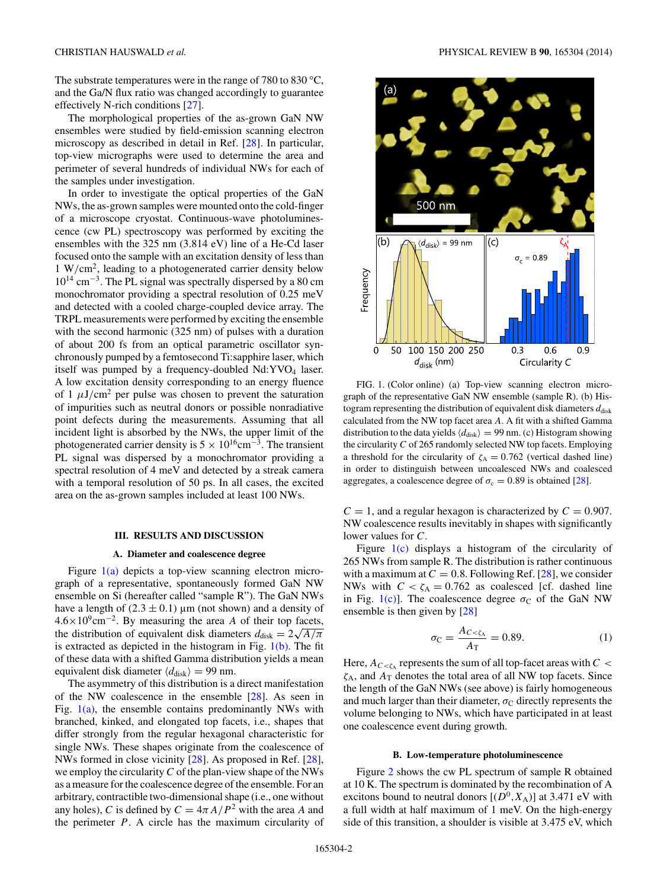The substrate temperatures were in the range of 780 to 830 °C, and the Ga/N flux ratio was changed accordingly to guarantee effectively N-rich conditions [27].

The morphological properties of the as-grown GaN NW ensembles were studied by field-emission scanning electron microscopy as described in detail in Ref. [28]. In particular, top-view micrographs were used to determine the area and perimeter of several hundreds of individual NWs for each of the samples under investigation.

In order to investigate the optical properties of the GaN NWs, the as-grown samples were mounted onto the cold-finger of a microscope cryostat. Continuous-wave photoluminescence (cw PL) spectroscopy was performed by exciting the ensembles with the 325 nm (3.814 eV) line of a He-Cd laser focused onto the sample with an excitation density of less than 1 W/cm$^2$, leading to a photogenerated carrier density below $10^{14}$ cm$^{-3}$. The PL signal was spectrally dispersed by a 80 cm monochromator providing a spectral resolution of 0.25 meV and detected with a cooled charge-coupled device array. The TRPL measurements were performed by exciting the ensemble with the second harmonic (325 nm) of pulses with a duration of about 200 fs from an optical parametric oscillator synchronously pumped by a femtosecond Ti:sapphire laser, which itself was pumped by a frequency-doubled Nd:$YVO_4$ laser. A low excitation density corresponding to an energy fluence of 1 $\mu$J/cm$^2$ per pulse was chosen to prevent the saturation of impurities such as neutral donors or possible nonradiative point defects during the measurements. Assuming that all incident light is absorbed by the NWs, the upper limit of the photogenerated carrier density is $5 \times 10^{16}$cm$^{-3}$. The transient PL signal was dispersed by a monochromator providing a spectral resolution of 4 meV and detected by a streak camera with a temporal resolution of 50 ps. In all cases, the excited area on the as-grown samples included at least 100 NWs.

## III. RESULTS AND DISCUSSION

### A. Diameter and coalescence degree

Figure 1(a) depicts a top-view scanning electron micrograph of a representative, spontaneously formed GaN NW ensemble on Si (hereafter called "sample R"). The GaN NWs have a length of $(2.3 \pm 0.1)$ μm (not shown) and a density of $4.6 \times 10^9$cm$^{-2}$. By measuring the area $A$ of their top facets, the distribution of equivalent disk diameters $d_{\text{disk}} = 2\sqrt{A/\pi}$ is extracted as depicted in the histogram in Fig. 1(b). The fit of these data with a shifted Gamma distribution yields a mean equivalent disk diameter $\langle d_{\text{disk}} \rangle = 99$ nm.

The asymmetry of this distribution is a direct manifestation of the NW coalescence in the ensemble [28]. As seen in Fig. 1(a), the ensemble contains predominantly NWs with branched, kinked, and elongated top facets, i.e., shapes that differ strongly from the regular hexagonal characteristic for single NWs. These shapes originate from the coalescence of NWs formed in close vicinity [28]. As proposed in Ref. [28], we employ the circularity $C$ of the plan-view shape of the NWs as a measure for the coalescence degree of the ensemble. For an arbitrary, contractible two-dimensional shape (i.e., one without any holes), $C$ is defined by $C = 4\pi A/P^2$ with the area $A$ and the perimeter $P$. A circle has the maximum circularity of $C = 1$, and a regular hexagon is characterized by $C = 0.907$. NW coalescence results inevitably in shapes with significantly lower values for $C$.

FIG. 1. (Color online) (a) Top-view scanning electron micrograph of the representative GaN NW ensemble (sample R). (b) Histogram representing the distribution of equivalent disk diameters $d_{\text{disk}}$ calculated from the NW top facet area $A$. A fit with a shifted Gamma distribution to the data yields $\langle d_{\text{disk}} \rangle = 99$ nm. (c) Histogram showing the circularity $C$ of 265 randomly selected NW top facets. Employing a threshold for the circularity of $\zeta_{\text{A}} = 0.762$ (vertical dashed line) in order to distinguish between uncoalesced NWs and coalesced aggregates, a coalescence degree of $\sigma_{\text{c}} = 0.89$ is obtained [28].

Figure 1(c) displays a histogram of the circularity of 265 NWs from sample R. The distribution is rather continuous with a maximum at $C = 0.8$. Following Ref. [28], we consider NWs with $C < \zeta_{\text{A}} = 0.762$ as coalesced [cf. dashed line in Fig. 1(c)]. The coalescence degree $\sigma_{\text{C}}$ of the GaN NW ensemble is then given by [28]

$$\sigma_{\text{C}} = \frac{A_{C<\zeta_{\text{A}}}}{A_{\text{T}}} = 0.89. \tag{1}$$

Here, $A_{C<\zeta_{\text{A}}}$ represents the sum of all top-facet areas with $C < \zeta_{\text{A}}$, and $A_{\text{T}}$ denotes the total area of all NW top facets. Since the length of the GaN NWs (see above) is fairly homogeneous and much larger than their diameter, $\sigma_{\text{C}}$ directly represents the volume belonging to NWs, which have participated in at least one coalescence event during growth.

### B. Low-temperature photoluminescence

Figure 2 shows the cw PL spectrum of sample R obtained at 10 K. The spectrum is dominated by the recombination of A excitons bound to neutral donors [$(D^0, X_{\text{A}})$] at 3.471 eV with a full width at half maximum of 1 meV. On the high-energy side of this transition, a shoulder is visible at 3.475 eV, which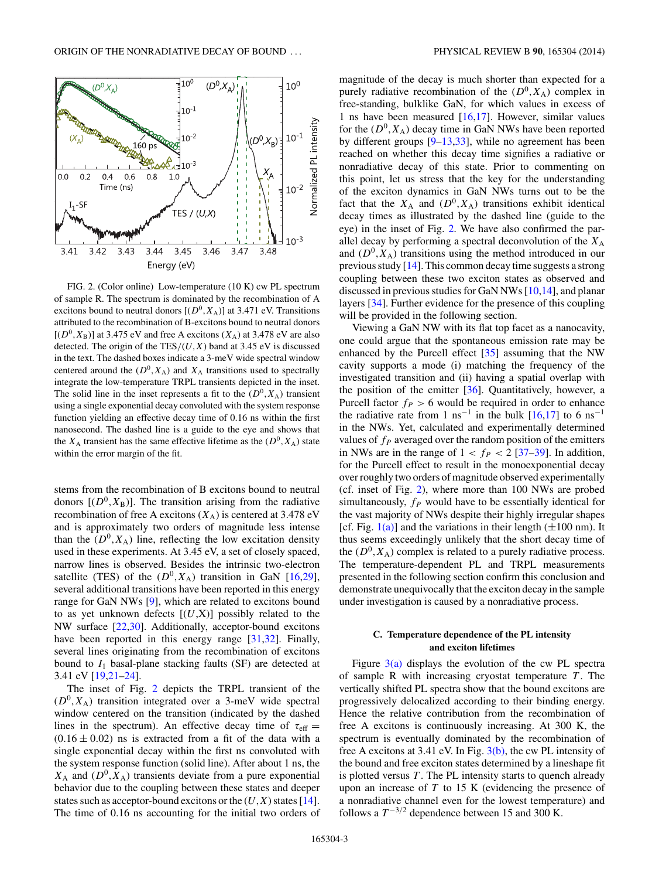FIG. 2. (Color online) Low-temperature (10 K) cw PL spectrum of sample R. The spectrum is dominated by the recombination of A excitons bound to neutral donors [$(D^0,X_A)$] at 3.471 eV. Transitions attributed to the recombination of B-excitons bound to neutral donors [$(D^0,X_B)$] at 3.475 eV and free A excitons ($X_A$) at 3.478 eV are also detected. The origin of the TES/$(U,X)$ band at 3.45 eV is discussed in the text. The dashed boxes indicate a 3-meV wide spectral window centered around the $(D^0,X_A)$ and $X_A$ transitions used to spectrally integrate the low-temperature TRPL transients depicted in the inset. The solid line in the inset represents a fit to the $(D^0,X_A)$ transient using a single exponential decay convoluted with the system response function yielding an effective decay time of 0.16 ns within the first nanosecond. The dashed line is a guide to the eye and shows that the $X_A$ transient has the same effective lifetime as the $(D^0,X_A)$ state within the error margin of the fit.

stems from the recombination of B excitons bound to neutral donors [$(D^0,X_B)$]. The transition arising from the radiative recombination of free A excitons ($X_A$) is centered at 3.478 eV and is approximately two orders of magnitude less intense than the $(D^0,X_A)$ line, reflecting the low excitation density used in these experiments. At 3.45 eV, a set of closely spaced, narrow lines is observed. Besides the intrinsic two-electron satellite (TES) of the $(D^0,X_A)$ transition in GaN [16,29], several additional transitions have been reported in this energy range for GaN NWs [9], which are related to excitons bound to as yet unknown defects [(U,X)] possibly related to the NW surface [22,30]. Additionally, acceptor-bound excitons have been reported in this energy range [31,32]. Finally, several lines originating from the recombination of excitons bound to $I_1$ basal-plane stacking faults (SF) are detected at 3.41 eV [19,21–24].

The inset of Fig. 2 depicts the TRPL transient of the $(D^0,X_A)$ transition integrated over a 3-meV wide spectral window centered on the transition (indicated by the dashed lines in the spectrum). An effective decay time of $\tau_{\text{eff}} = (0.16 \pm 0.02)$ ns is extracted from a fit of the data with a single exponential decay within the first ns convoluted with the system response function (solid line). After about 1 ns, the $X_A$ and $(D^0,X_A)$ transients deviate from a pure exponential behavior due to the coupling between these states and deeper states such as acceptor-bound excitons or the $(U,X)$ states [14]. The time of 0.16 ns accounting for the initial two orders of magnitude of the decay is much shorter than expected for a purely radiative recombination of the $(D^0,X_A)$ complex in free-standing, bulklike GaN, for which values in excess of 1 ns have been measured [16,17]. However, similar values for the $(D^0,X_A)$ decay time in GaN NWs have been reported by different groups [9–13,33], while no agreement has been reached on whether this decay time signifies a radiative or nonradiative decay of this state. Prior to commenting on this point, let us stress that the key for the understanding of the exciton dynamics in GaN NWs turns out to be the fact that the $X_A$ and $(D^0,X_A)$ transitions exhibit identical decay times as illustrated by the dashed line (guide to the eye) in the inset of Fig. 2. We have also confirmed the parallel decay by performing a spectral deconvolution of the $X_A$ and $(D^0,X_A)$ transitions using the method introduced in our previous study [14]. This common decay time suggests a strong coupling between these two exciton states as observed and discussed in previous studies for GaN NWs [10,14], and planar layers [34]. Further evidence for the presence of this coupling will be provided in the following section.

Viewing a GaN NW with its flat top facet as a nanocavity, one could argue that the spontaneous emission rate may be enhanced by the Purcell effect [35] assuming that the NW cavity supports a mode (i) matching the frequency of the investigated transition and (ii) having a spatial overlap with the position of the emitter [36]. Quantitatively, however, a Purcell factor $f_P > 6$ would be required in order to enhance the radiative rate from 1 ns$^{-1}$ in the bulk [16,17] to 6 ns$^{-1}$ in the NWs. Yet, calculated and experimentally determined values of $f_P$ averaged over the random position of the emitters in NWs are in the range of $1 < f_P < 2$ [37–39]. In addition, for the Purcell effect to result in the monoexponential decay over roughly two orders of magnitude observed experimentally (cf. inset of Fig. 2), where more than 100 NWs are probed simultaneously, $f_P$ would have to be essentially identical for the vast majority of NWs despite their highly irregular shapes [cf. Fig. 1(a)] and the variations in their length ($\pm$100 nm). It thus seems exceedingly unlikely that the short decay time of the $(D^0,X_A)$ complex is related to a purely radiative process. The temperature-dependent PL and TRPL measurements presented in the following section confirm this conclusion and demonstrate unequivocally that the exciton decay in the sample under investigation is caused by a nonradiative process.

### C. Temperature dependence of the PL intensity and exciton lifetimes

Figure 3(a) displays the evolution of the cw PL spectra of sample R with increasing cryostat temperature $T$. The vertically shifted PL spectra show that the bound excitons are progressively delocalized according to their binding energy. Hence the relative contribution from the recombination of free A excitons is continuously increasing. At 300 K, the spectrum is eventually dominated by the recombination of free A excitons at 3.41 eV. In Fig. 3(b), the cw PL intensity of the bound and free exciton states determined by a lineshape fit is plotted versus $T$. The PL intensity starts to quench already upon an increase of $T$ to 15 K (evidencing the presence of a nonradiative channel even for the lowest temperature) and follows a $T^{-3/2}$ dependence between 15 and 300 K.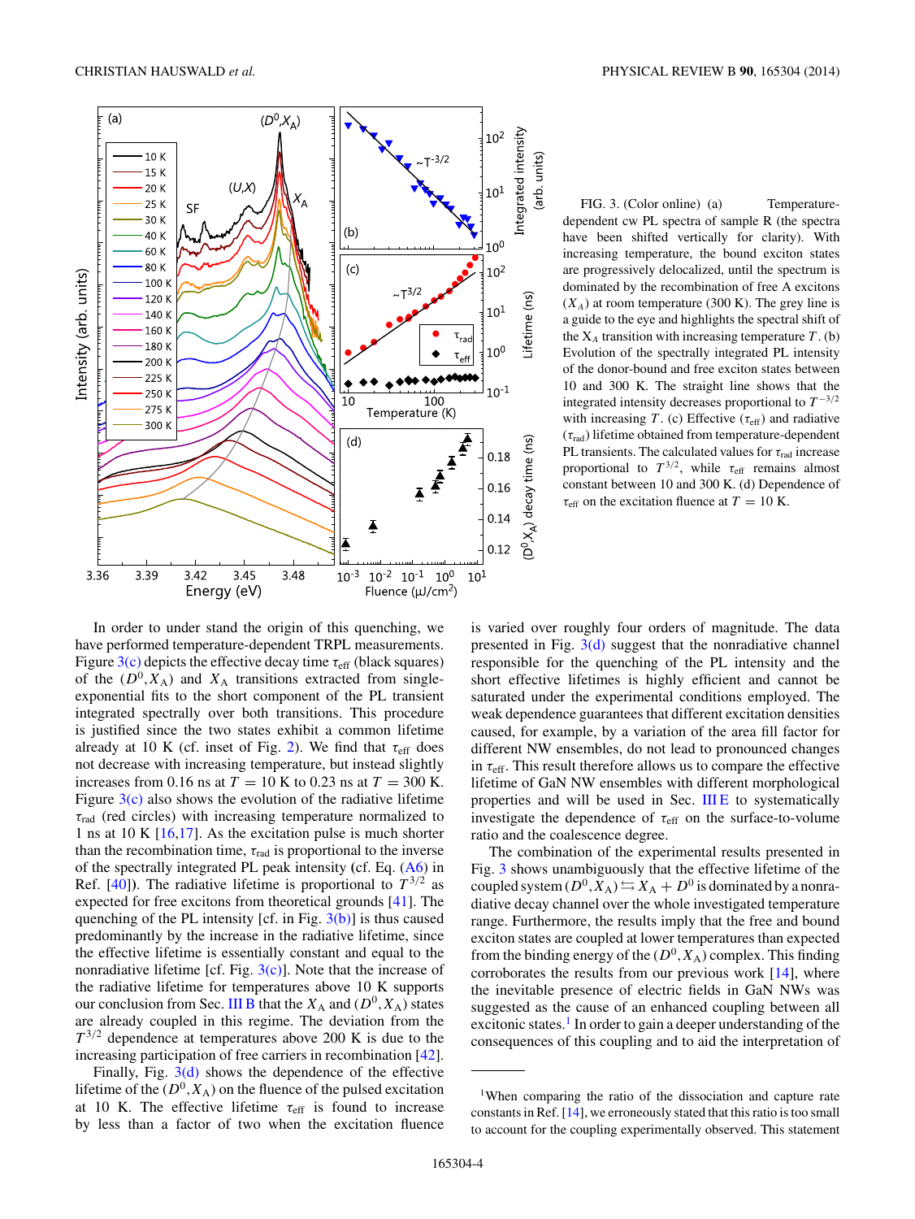FIG. 3. (Color online) (a) Temperature-dependent cw PL spectra of sample R (the spectra have been shifted vertically for clarity). With increasing temperature, the bound exciton states are progressively delocalized, until the spectrum is dominated by the recombination of free A excitons ($X_A$) at room temperature (300 K). The grey line is a guide to the eye and highlights the spectral shift of the $X_A$ transition with increasing temperature $T$. (b) Evolution of the spectrally integrated PL intensity of the donor-bound and free exciton states between 10 and 300 K. The straight line shows that the integrated intensity decreases proportional to $T^{-3/2}$ with increasing $T$. (c) Effective ($\tau_{\text{eff}}$) and radiative ($\tau_{\text{rad}}$) lifetime obtained from temperature-dependent PL transients. The calculated values for $\tau_{\text{rad}}$ increase proportional to $T^{3/2}$, while $\tau_{\text{eff}}$ remains almost constant between 10 and 300 K. (d) Dependence of $\tau_{\text{eff}}$ on the excitation fluence at $T = 10$ K.

In order to under stand the origin of this quenching, we have performed temperature-dependent TRPL measurements. Figure 3(c) depicts the effective decay time $\tau_{\text{eff}}$ (black squares) of the $(D^0,X_A)$ and $X_A$ transitions extracted from single-exponential fits to the short component of the PL transient integrated spectrally over both transitions. This procedure is justified since the two states exhibit a common lifetime already at 10 K (cf. inset of Fig. 2). We find that $\tau_{\text{eff}}$ does not decrease with increasing temperature, but instead slightly increases from 0.16 ns at $T = 10$ K to 0.23 ns at $T = 300$ K. Figure 3(c) also shows the evolution of the radiative lifetime $\tau_{\text{rad}}$ (red circles) with increasing temperature normalized to 1 ns at 10 K [16,17]. As the excitation pulse is much shorter than the recombination time, $\tau_{\text{rad}}$ is proportional to the inverse of the spectrally integrated PL peak intensity (cf. Eq. (A6) in Ref. [40]). The radiative lifetime is proportional to $T^{3/2}$ as expected for free excitons from theoretical grounds [41]. The quenching of the PL intensity [cf. in Fig. 3(b)] is thus caused predominantly by the increase in the radiative lifetime, since the effective lifetime is essentially constant and equal to the nonradiative lifetime [cf. Fig. 3(c)]. Note that the increase of the radiative lifetime for temperatures above 10 K supports our conclusion from Sec. III B that the $X_A$ and $(D^0,X_A)$ states are already coupled in this regime. The deviation from the $T^{3/2}$ dependence at temperatures above 200 K is due to the increasing participation of free carriers in recombination [42].

Finally, Fig. 3(d) shows the dependence of the effective lifetime of the $(D^0,X_A)$ on the fluence of the pulsed excitation at 10 K. The effective lifetime $\tau_{\text{eff}}$ is found to increase by less than a factor of two when the excitation fluence is varied over roughly four orders of magnitude. The data presented in Fig. 3(d) suggest that the nonradiative channel responsible for the quenching of the PL intensity and the short effective lifetimes is highly efficient and cannot be saturated under the experimental conditions employed. The weak dependence guarantees that different excitation densities caused, for example, by a variation of the area fill factor for different NW ensembles, do not lead to pronounced changes in $\tau_{\text{eff}}$. This result therefore allows us to compare the effective lifetime of GaN NW ensembles with different morphological properties and will be used in Sec. III E to systematically investigate the dependence of $\tau_{\text{eff}}$ on the surface-to-volume ratio and the coalescence degree.

The combination of the experimental results presented in Fig. 3 shows unambiguously that the effective lifetime of the coupled system $(D^0,X_A) \leftrightarrows X_A + D^0$ is dominated by a nonradiative decay channel over the whole investigated temperature range. Furthermore, the results imply that the free and bound exciton states are coupled at lower temperatures than expected from the binding energy of the $(D^0,X_A)$ complex. This finding corroborates the results from our previous work [14], where the inevitable presence of electric fields in GaN NWs was suggested as the cause of an enhanced coupling between all excitonic states.[1] In order to gain a deeper understanding of the consequences of this coupling and to aid the interpretation of

[1]When comparing the ratio of the dissociation and capture rate constants in Ref. [14], we erroneously stated that this ratio is too small to account for the coupling experimentally observed. This statement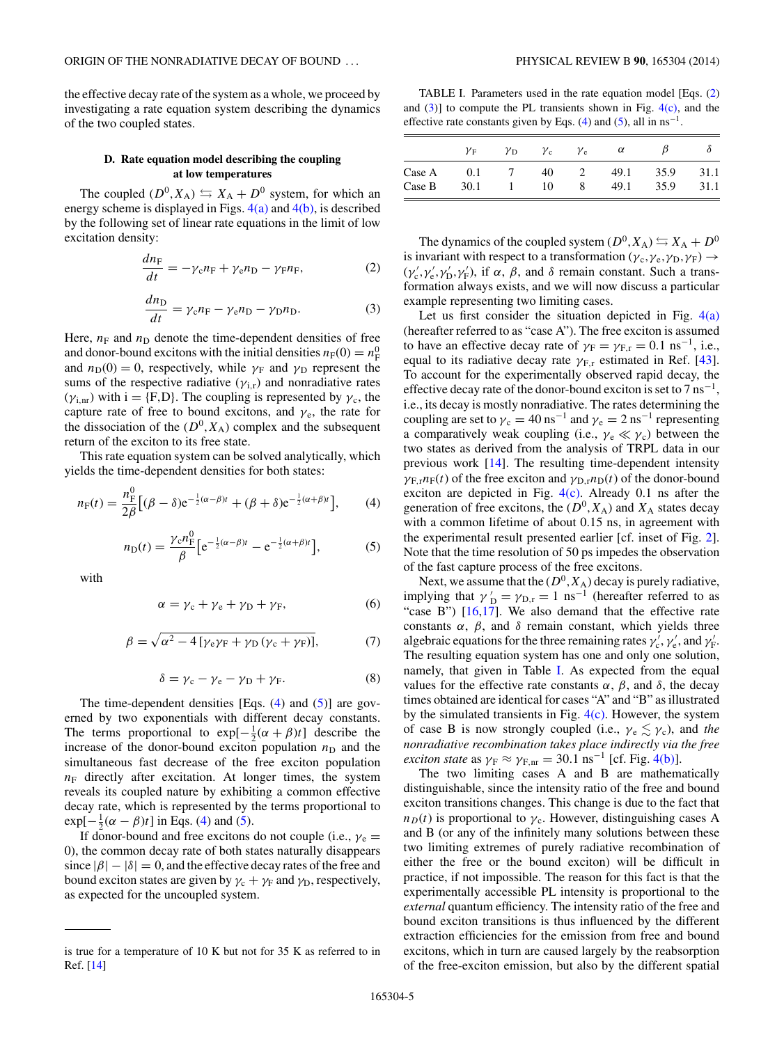the effective decay rate of the system as a whole, we proceed by investigating a rate equation system describing the dynamics of the two coupled states.

### D. Rate equation model describing the coupling at low temperatures

The coupled $(D^0,X_\mathrm{A}) \leftrightarrows X_\mathrm{A} + D^0$ system, for which an energy scheme is displayed in Figs. 4(a) and 4(b), is described by the following set of linear rate equations in the limit of low excitation density:

$$\frac{dn_\mathrm{F}}{dt} = -\gamma_\mathrm{c} n_\mathrm{F} + \gamma_\mathrm{e} n_\mathrm{D} - \gamma_\mathrm{F} n_\mathrm{F}, \tag{2}$$

$$\frac{dn_\mathrm{D}}{dt} = \gamma_\mathrm{c} n_\mathrm{F} - \gamma_\mathrm{e} n_\mathrm{D} - \gamma_\mathrm{D} n_\mathrm{D}. \tag{3}$$

Here, $n_\mathrm{F}$ and $n_\mathrm{D}$ denote the time-dependent densities of free and donor-bound excitons with the initial densities $n_\mathrm{F}(0) = n_\mathrm{F}^0$ and $n_\mathrm{D}(0) = 0$, respectively, while $\gamma_\mathrm{F}$ and $\gamma_\mathrm{D}$ represent the sums of the respective radiative $(\gamma_{\mathrm{i,r}})$ and nonradiative rates $(\gamma_{\mathrm{i,nr}})$ with i = {F,D}. The coupling is represented by $\gamma_\mathrm{c}$, the capture rate of free to bound excitons, and $\gamma_\mathrm{e}$, the rate for the dissociation of the $(D^0,X_\mathrm{A})$ complex and the subsequent return of the exciton to its free state.

This rate equation system can be solved analytically, which yields the time-dependent densities for both states:

$$n_\mathrm{F}(t) = \frac{n_\mathrm{F}^0}{2\beta}\left[(\beta - \delta)\mathrm{e}^{-\frac{1}{2}(\alpha-\beta)t} + (\beta + \delta)\mathrm{e}^{-\frac{1}{2}(\alpha+\beta)t}\right], \tag{4}$$

$$n_\mathrm{D}(t) = \frac{\gamma_\mathrm{c} n_\mathrm{F}^0}{\beta}\left[\mathrm{e}^{-\frac{1}{2}(\alpha-\beta)t} - \mathrm{e}^{-\frac{1}{2}(\alpha+\beta)t}\right], \tag{5}$$

with

$$\alpha = \gamma_\mathrm{c} + \gamma_\mathrm{e} + \gamma_\mathrm{D} + \gamma_\mathrm{F}, \tag{6}$$

$$\beta = \sqrt{\alpha^2 - 4\left[\gamma_\mathrm{e}\gamma_\mathrm{F} + \gamma_\mathrm{D}(\gamma_\mathrm{c} + \gamma_\mathrm{F})\right]}, \tag{7}$$

$$\delta = \gamma_\mathrm{c} - \gamma_\mathrm{e} - \gamma_\mathrm{D} + \gamma_\mathrm{F}. \tag{8}$$

The time-dependent densities [Eqs. (4) and (5)] are governed by two exponentials with different decay constants. The terms proportional to $\exp[-\frac{1}{2}(\alpha+\beta)t]$ describe the increase of the donor-bound exciton population $n_\mathrm{D}$ and the simultaneous fast decrease of the free exciton population $n_\mathrm{F}$ directly after excitation. At longer times, the system reveals its coupled nature by exhibiting a common effective decay rate, which is represented by the terms proportional to $\exp[-\frac{1}{2}(\alpha-\beta)t]$ in Eqs. (4) and (5).

If donor-bound and free excitons do not couple (i.e., $\gamma_\mathrm{e} = 0$), the common decay rate of both states naturally disappears since $|\beta| - |\delta| = 0$, and the effective decay rates of the free and bound exciton states are given by $\gamma_\mathrm{c} + \gamma_\mathrm{F}$ and $\gamma_\mathrm{D}$, respectively, as expected for the uncoupled system.

is true for a temperature of 10 K but not for 35 K as referred to in Ref. [14]

TABLE I. Parameters used in the rate equation model [Eqs. (2) and (3)] to compute the PL transients shown in Fig. 4(c), and the effective rate constants given by Eqs. (4) and (5), all in $\mathrm{ns}^{-1}$.

| | $\gamma_\mathrm{F}$ | $\gamma_\mathrm{D}$ | $\gamma_\mathrm{c}$ | $\gamma_\mathrm{e}$ | $\alpha$ | $\beta$ | $\delta$ |
|---|---|---|---|---|---|---|---|
| Case A | 0.1 | 7 | 40 | 2 | 49.1 | 35.9 | 31.1 |
| Case B | 30.1 | 1 | 10 | 8 | 49.1 | 35.9 | 31.1 |

The dynamics of the coupled system $(D^0,X_\mathrm{A}) \leftrightarrows X_\mathrm{A} + D^0$ is invariant with respect to a transformation $(\gamma_\mathrm{c},\gamma_\mathrm{e},\gamma_\mathrm{D},\gamma_\mathrm{F}) \rightarrow (\gamma_\mathrm{c}',\gamma_\mathrm{e}',\gamma_\mathrm{D}',\gamma_\mathrm{F}')$, if $\alpha$, $\beta$, and $\delta$ remain constant. Such a transformation always exists, and we will now discuss a particular example representing two limiting cases.

Let us first consider the situation depicted in Fig. 4(a) (hereafter referred to as "case A"). The free exciton is assumed to have an effective decay rate of $\gamma_\mathrm{F} = \gamma_{\mathrm{F,r}} = 0.1\ \mathrm{ns}^{-1}$, i.e., equal to its radiative decay rate $\gamma_{\mathrm{F,r}}$ estimated in Ref. [43]. To account for the experimentally observed rapid decay, the effective decay rate of the donor-bound exciton is set to $7\ \mathrm{ns}^{-1}$, i.e., its decay is mostly nonradiative. The rates determining the coupling are set to $\gamma_\mathrm{c} = 40\ \mathrm{ns}^{-1}$ and $\gamma_\mathrm{e} = 2\ \mathrm{ns}^{-1}$ representing a comparatively weak coupling (i.e., $\gamma_\mathrm{e} \ll \gamma_\mathrm{c}$) between the two states as derived from the analysis of TRPL data in our previous work [14]. The resulting time-dependent intensity $\gamma_{\mathrm{F,r}} n_\mathrm{F}(t)$ of the free exciton and $\gamma_{\mathrm{D,r}} n_\mathrm{D}(t)$ of the donor-bound exciton are depicted in Fig. 4(c). Already 0.1 ns after the generation of free excitons, the $(D^0,X_\mathrm{A})$ and $X_\mathrm{A}$ states decay with a common lifetime of about 0.15 ns, in agreement with the experimental result presented earlier [cf. inset of Fig. 2]. Note that the time resolution of 50 ps impedes the observation of the fast capture process of the free excitons.

Next, we assume that the $(D^0,X_\mathrm{A})$ decay is purely radiative, implying that $\gamma_\mathrm{D}' = \gamma_{\mathrm{D,r}} = 1\ \mathrm{ns}^{-1}$ (hereafter referred to as "case B") [16,17]. We also demand that the effective rate constants $\alpha$, $\beta$, and $\delta$ remain constant, which yields three algebraic equations for the three remaining rates $\gamma_\mathrm{c}'$, $\gamma_\mathrm{e}'$, and $\gamma_\mathrm{F}'$. The resulting equation system has one and only one solution, namely, that given in Table I. As expected from the equal values for the effective rate constants $\alpha$, $\beta$, and $\delta$, the decay times obtained are identical for cases "A" and "B" as illustrated by the simulated transients in Fig. 4(c). However, the system of case B is now strongly coupled (i.e., $\gamma_\mathrm{e} \lesssim \gamma_\mathrm{c}$), and *the nonradiative recombination takes place indirectly via the free exciton state* as $\gamma_\mathrm{F} \approx \gamma_{\mathrm{F,nr}} = 30.1\ \mathrm{ns}^{-1}$ [cf. Fig. 4(b)].

The two limiting cases A and B are mathematically distinguishable, since the intensity ratio of the free and bound exciton transitions changes. This change is due to the fact that $n_D(t)$ is proportional to $\gamma_\mathrm{c}$. However, distinguishing cases A and B (or any of the infinitely many solutions between these two limiting extremes of purely radiative recombination of either the free or the bound exciton) will be difficult in practice, if not impossible. The reason for this fact is that the experimentally accessible PL intensity is proportional to the *external* quantum efficiency. The intensity ratio of the free and bound exciton transitions is thus influenced by the different extraction efficiencies for the emission from free and bound excitons, which in turn are caused largely by the reabsorption of the free-exciton emission, but also by the different spatial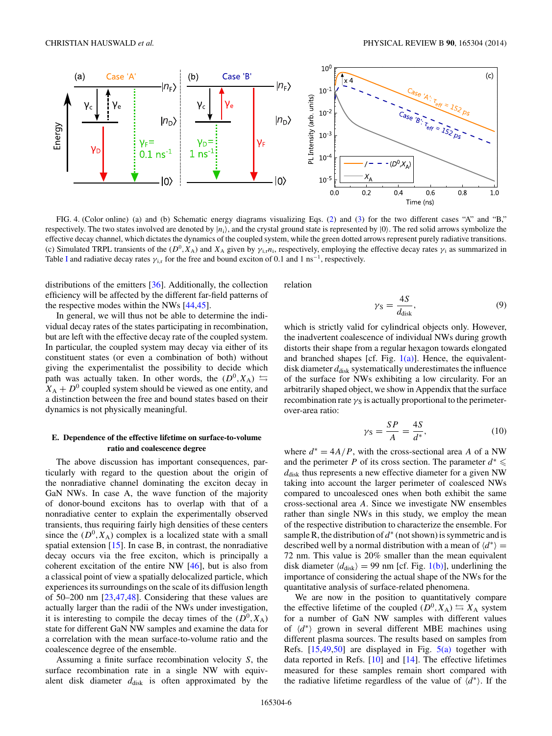FIG. 4. (Color online) (a) and (b) Schematic energy diagrams visualizing Eqs. (2) and (3) for the two different cases "A" and "B," respectively. The two states involved are denoted by $|n_i\rangle$, and the crystal ground state is represented by $|0\rangle$. The red solid arrows symbolize the effective decay channel, which dictates the dynamics of the coupled system, while the green dotted arrows represent purely radiative transitions. (c) Simulated TRPL transients of the $(D^0,X_A)$ and $X_A$ given by $\gamma_{i,r}n_i$, respectively, employing the effective decay rates $\gamma_i$ as summarized in Table I and radiative decay rates $\gamma_{i,r}$ for the free and bound exciton of 0.1 and 1 ns$^{-1}$, respectively.

distributions of the emitters [36]. Additionally, the collection efficiency will be affected by the different far-field patterns of the respective modes within the NWs [44,45].

In general, we will thus not be able to determine the individual decay rates of the states participating in recombination, but are left with the effective decay rate of the coupled system. In particular, the coupled system may decay via either of its constituent states (or even a combination of both) without giving the experimentalist the possibility to decide which path was actually taken. In other words, the $(D^0,X_A) \leftrightarrows X_A + D^0$ coupled system should be viewed as one entity, and a distinction between the free and bound states based on their dynamics is not physically meaningful.

### E. Dependence of the effective lifetime on surface-to-volume ratio and coalescence degree

The above discussion has important consequences, particularly with regard to the question about the origin of the nonradiative channel dominating the exciton decay in GaN NWs. In case A, the wave function of the majority of donor-bound excitons has to overlap with that of a nonradiative center to explain the experimentally observed transients, thus requiring fairly high densities of these centers since the $(D^0,X_A)$ complex is a localized state with a small spatial extension [15]. In case B, in contrast, the nonradiative decay occurs via the free exciton, which is principally a coherent excitation of the entire NW [46], but is also from a classical point of view a spatially delocalized particle, which experiences its surroundings on the scale of its diffusion length of 50–200 nm [23,47,48]. Considering that these values are actually larger than the radii of the NWs under investigation, it is interesting to compile the decay times of the $(D^0,X_A)$ state for different GaN NW samples and examine the data for a correlation with the mean surface-to-volume ratio and the coalescence degree of the ensemble.

Assuming a finite surface recombination velocity $S$, the surface recombination rate in a single NW with equivalent disk diameter $d_{\text{disk}}$ is often approximated by the relation

$$\gamma_S = \frac{4S}{d_{\text{disk}}}, \tag{9}$$

which is strictly valid for cylindrical objects only. However, the inadvertent coalescence of individual NWs during growth distorts their shape from a regular hexagon towards elongated and branched shapes [cf. Fig. 1(a)]. Hence, the equivalent-disk diameter $d_{\text{disk}}$ systematically underestimates the influence of the surface for NWs exhibiting a low circularity. For an arbitrarily shaped object, we show in Appendix that the surface recombination rate $\gamma_S$ is actually proportional to the perimeter-over-area ratio:

$$\gamma_S = \frac{SP}{A} = \frac{4S}{d^*}, \tag{10}$$

where $d^* = 4A/P$, with the cross-sectional area $A$ of a NW and the perimeter $P$ of its cross section. The parameter $d^* \leqslant d_{\text{disk}}$ thus represents a new effective diameter for a given NW taking into account the larger perimeter of coalesced NWs compared to uncoalesced ones when both exhibit the same cross-sectional area $A$. Since we investigate NW ensembles rather than single NWs in this study, we employ the mean of the respective distribution to characterize the ensemble. For sample R, the distribution of $d^*$ (not shown) is symmetric and is described well by a normal distribution with a mean of $\langle d^* \rangle = 72$ nm. This value is 20% smaller than the mean equivalent disk diameter $\langle d_{\text{disk}} \rangle = 99$ nm [cf. Fig. 1(b)], underlining the importance of considering the actual shape of the NWs for the quantitative analysis of surface-related phenomena.

We are now in the position to quantitatively compare the effective lifetime of the coupled $(D^0,X_A) \leftrightarrows X_A$ system for a number of GaN NW samples with different values of $\langle d^* \rangle$ grown in several different MBE machines using different plasma sources. The results based on samples from Refs. [15,49,50] are displayed in Fig. 5(a) together with data reported in Refs. [10] and [14]. The effective lifetimes measured for these samples remain short compared with the radiative lifetime regardless of the value of $\langle d^* \rangle$. If the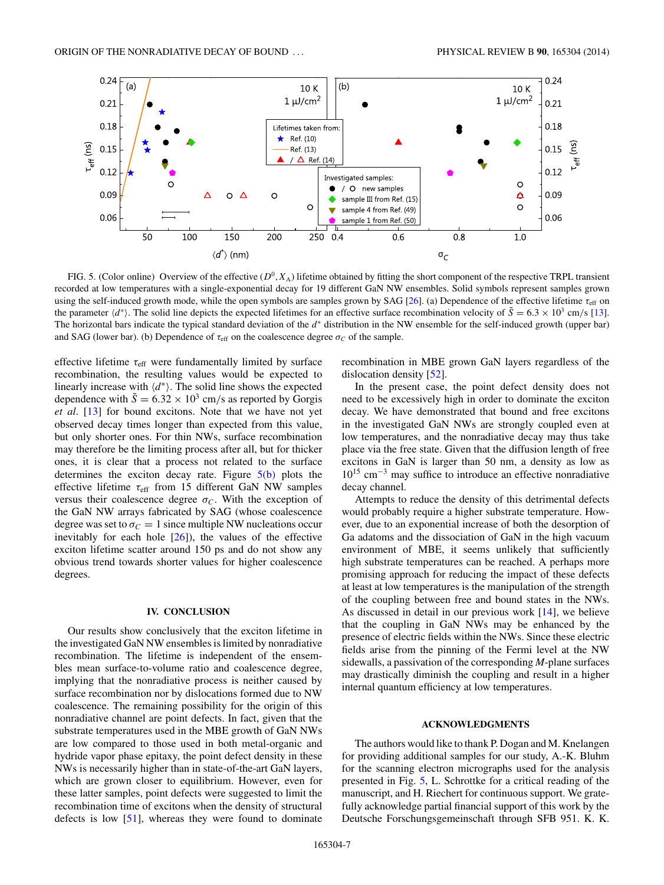FIG. 5. (Color online) Overview of the effective $(D^0, X_A)$ lifetime obtained by fitting the short component of the respective TRPL transient recorded at low temperatures with a single-exponential decay for 19 different GaN NW ensembles. Solid symbols represent samples grown using the self-induced growth mode, while the open symbols are samples grown by SAG [26]. (a) Dependence of the effective lifetime $\tau_{\text{eff}}$ on the parameter $\langle d^* \rangle$. The solid line depicts the expected lifetimes for an effective surface recombination velocity of $\tilde{S} = 6.3 \times 10^3$ cm/s [13]. The horizontal bars indicate the typical standard deviation of the $d^*$ distribution in the NW ensemble for the self-induced growth (upper bar) and SAG (lower bar). (b) Dependence of $\tau_{\text{eff}}$ on the coalescence degree $\sigma_C$ of the sample.

effective lifetime $\tau_{\text{eff}}$ were fundamentally limited by surface recombination, the resulting values would be expected to linearly increase with $\langle d^* \rangle$. The solid line shows the expected dependence with $\tilde{S} = 6.32 \times 10^3$ cm/s as reported by Gorgis *et al.* [13] for bound excitons. Note that we have not yet observed decay times longer than expected from this value, but only shorter ones. For thin NWs, surface recombination may therefore be the limiting process after all, but for thicker ones, it is clear that a process not related to the surface determines the exciton decay rate. Figure 5(b) plots the effective lifetime $\tau_{\text{eff}}$ from 15 different GaN NW samples versus their coalescence degree $\sigma_C$. With the exception of the GaN NW arrays fabricated by SAG (whose coalescence degree was set to $\sigma_C = 1$ since multiple NW nucleations occur inevitably for each hole [26]), the values of the effective exciton lifetime scatter around 150 ps and do not show any obvious trend towards shorter values for higher coalescence degrees.

## IV. CONCLUSION

Our results show conclusively that the exciton lifetime in the investigated GaN NW ensembles is limited by nonradiative recombination. The lifetime is independent of the ensembles mean surface-to-volume ratio and coalescence degree, implying that the nonradiative process is neither caused by surface recombination nor by dislocations formed due to NW coalescence. The remaining possibility for the origin of this nonradiative channel are point defects. In fact, given that the substrate temperatures used in the MBE growth of GaN NWs are low compared to those used in both metal-organic and hydride vapor phase epitaxy, the point defect density in these NWs is necessarily higher than in state-of-the-art GaN layers, which are grown closer to equilibrium. However, even for these latter samples, point defects were suggested to limit the recombination time of excitons when the density of structural defects is low [51], whereas they were found to dominate recombination in MBE grown GaN layers regardless of the dislocation density [52].

In the present case, the point defect density does not need to be excessively high in order to dominate the exciton decay. We have demonstrated that bound and free excitons in the investigated GaN NWs are strongly coupled even at low temperatures, and the nonradiative decay may thus take place via the free state. Given that the diffusion length of free excitons in GaN is larger than 50 nm, a density as low as $10^{15}$ cm$^{-3}$ may suffice to introduce an effective nonradiative decay channel.

Attempts to reduce the density of this detrimental defects would probably require a higher substrate temperature. However, due to an exponential increase of both the desorption of Ga adatoms and the dissociation of GaN in the high vacuum environment of MBE, it seems unlikely that sufficiently high substrate temperatures can be reached. A perhaps more promising approach for reducing the impact of these defects at least at low temperatures is the manipulation of the strength of the coupling between free and bound states in the NWs. As discussed in detail in our previous work [14], we believe that the coupling in GaN NWs may be enhanced by the presence of electric fields within the NWs. Since these electric fields arise from the pinning of the Fermi level at the NW sidewalls, a passivation of the corresponding *M*-plane surfaces may drastically diminish the coupling and result in a higher internal quantum efficiency at low temperatures.

## ACKNOWLEDGMENTS

The authors would like to thank P. Dogan and M. Knelangen for providing additional samples for our study, A.-K. Bluhm for the scanning electron micrographs used for the analysis presented in Fig. 5, L. Schrottke for a critical reading of the manuscript, and H. Riechert for continuous support. We gratefully acknowledge partial financial support of this work by the Deutsche Forschungsgemeinschaft through SFB 951. K. K.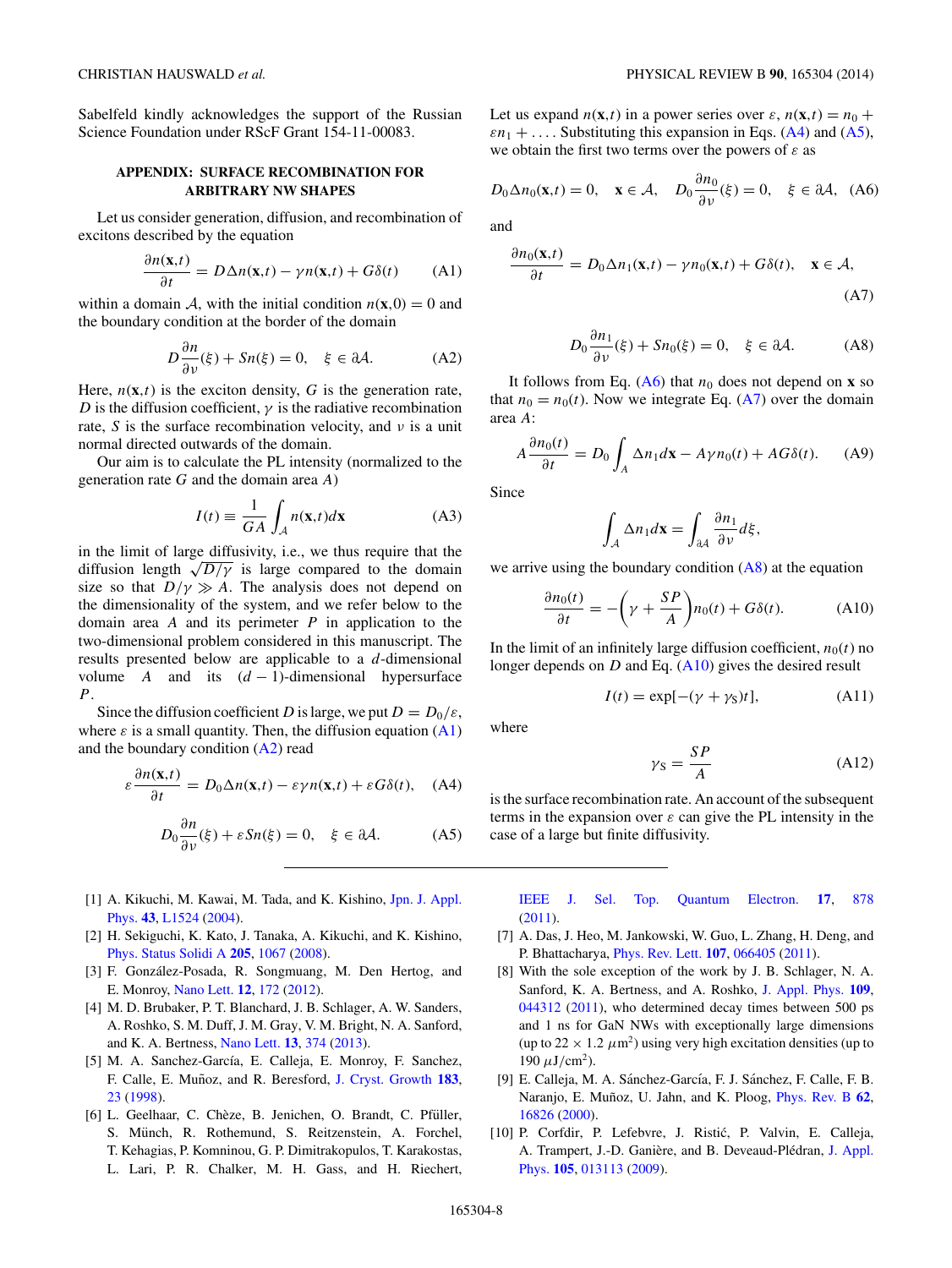Sabelfeld kindly acknowledges the support of the Russian Science Foundation under RScF Grant 154-11-00083.

## APPENDIX: SURFACE RECOMBINATION FOR ARBITRARY NW SHAPES

Let us consider generation, diffusion, and recombination of excitons described by the equation

$$\frac{\partial n(\mathbf{x},t)}{\partial t} = D\Delta n(\mathbf{x},t) - \gamma n(\mathbf{x},t) + G\delta(t) \tag{A1}$$

within a domain $\mathcal{A}$, with the initial condition $n(\mathbf{x},0) = 0$ and the boundary condition at the border of the domain

$$D\frac{\partial n}{\partial \nu}(\xi) + Sn(\xi) = 0, \quad \xi \in \partial\mathcal{A}. \tag{A2}$$

Here, $n(\mathbf{x},t)$ is the exciton density, $G$ is the generation rate, $D$ is the diffusion coefficient, $\gamma$ is the radiative recombination rate, $S$ is the surface recombination velocity, and $\nu$ is a unit normal directed outwards of the domain.

Our aim is to calculate the PL intensity (normalized to the generation rate $G$ and the domain area $A$)

$$I(t) \equiv \frac{1}{GA}\int_{\mathcal{A}} n(\mathbf{x},t)d\mathbf{x} \tag{A3}$$

in the limit of large diffusivity, i.e., we thus require that the diffusion length $\sqrt{D/\gamma}$ is large compared to the domain size so that $D/\gamma \gg A$. The analysis does not depend on the dimensionality of the system, and we refer below to the domain area $A$ and its perimeter $P$ in application to the two-dimensional problem considered in this manuscript. The results presented below are applicable to a $d$-dimensional volume $A$ and its $(d-1)$-dimensional hypersurface $P$.

Since the diffusion coefficient $D$ is large, we put $D = D_0/\varepsilon$, where $\varepsilon$ is a small quantity. Then, the diffusion equation (A1) and the boundary condition (A2) read

$$\varepsilon\frac{\partial n(\mathbf{x},t)}{\partial t} = D_0\Delta n(\mathbf{x},t) - \varepsilon\gamma n(\mathbf{x},t) + \varepsilon G\delta(t), \tag{A4}$$

$$D_0\frac{\partial n}{\partial \nu}(\xi) + \varepsilon Sn(\xi) = 0, \quad \xi \in \partial\mathcal{A}. \tag{A5}$$

Let us expand $n(\mathbf{x},t)$ in a power series over $\varepsilon$, $n(\mathbf{x},t) = n_0 + \varepsilon n_1 + \ldots$. Substituting this expansion in Eqs. (A4) and (A5), we obtain the first two terms over the powers of $\varepsilon$ as

$$D_0\Delta n_0(\mathbf{x},t) = 0, \quad \mathbf{x} \in \mathcal{A}, \quad D_0\frac{\partial n_0}{\partial \nu}(\xi) = 0, \quad \xi \in \partial\mathcal{A}, \tag{A6}$$

and

$$\frac{\partial n_0(\mathbf{x},t)}{\partial t} = D_0\Delta n_1(\mathbf{x},t) - \gamma n_0(\mathbf{x},t) + G\delta(t), \quad \mathbf{x} \in \mathcal{A}, \tag{A7}$$

$$D_0\frac{\partial n_1}{\partial \nu}(\xi) + Sn_0(\xi) = 0, \quad \xi \in \partial\mathcal{A}. \tag{A8}$$

It follows from Eq. (A6) that $n_0$ does not depend on $\mathbf{x}$ so that $n_0 = n_0(t)$. Now we integrate Eq. (A7) over the domain area $A$:

$$A\frac{\partial n_0(t)}{\partial t} = D_0\int_A \Delta n_1 d\mathbf{x} - A\gamma n_0(t) + AG\delta(t). \tag{A9}$$

Since

$$\int_A \Delta n_1 d\mathbf{x} = \int_{\partial A}\frac{\partial n_1}{\partial \nu}d\xi,$$

we arrive using the boundary condition (A8) at the equation

$$\frac{\partial n_0(t)}{\partial t} = -\left(\gamma + \frac{SP}{A}\right)n_0(t) + G\delta(t). \tag{A10}$$

In the limit of an infinitely large diffusion coefficient, $n_0(t)$ no longer depends on $D$ and Eq. (A10) gives the desired result

$$I(t) = \exp[-(\gamma + \gamma_S)t], \tag{A11}$$

where

$$\gamma_S = \frac{SP}{A} \tag{A12}$$

is the surface recombination rate. An account of the subsequent terms in the expansion over $\varepsilon$ can give the PL intensity in the case of a large but finite diffusivity.

---

[1] A. Kikuchi, M. Kawai, M. Tada, and K. Kishino, Jpn. J. Appl. Phys. **43**, L1524 (2004).

[2] H. Sekiguchi, K. Kato, J. Tanaka, A. Kikuchi, and K. Kishino, Phys. Status Solidi A **205**, 1067 (2008).

[3] F. González-Posada, R. Songmuang, M. Den Hertog, and E. Monroy, Nano Lett. **12**, 172 (2012).

[4] M. D. Brubaker, P. T. Blanchard, J. B. Schlager, A. W. Sanders, A. Roshko, S. M. Duff, J. M. Gray, V. M. Bright, N. A. Sanford, and K. A. Bertness, Nano Lett. **13**, 374 (2013).

[5] M. A. Sanchez-García, E. Calleja, E. Monroy, F. Sanchez, F. Calle, E. Muñoz, and R. Beresford, J. Cryst. Growth **183**, 23 (1998).

[6] L. Geelhaar, C. Chèze, B. Jenichen, O. Brandt, C. Pfüller, S. Münch, R. Rothemund, S. Reitzenstein, A. Forchel, T. Kehagias, P. Komninou, G. P. Dimitrakopulos, T. Karakostas, L. Lari, P. R. Chalker, M. H. Gass, and H. Riechert, IEEE J. Sel. Top. Quantum Electron. **17**, 878 (2011).

[7] A. Das, J. Heo, M. Jankowski, W. Guo, L. Zhang, H. Deng, and P. Bhattacharya, Phys. Rev. Lett. **107**, 066405 (2011).

[8] With the sole exception of the work by J. B. Schlager, N. A. Sanford, K. A. Bertness, and A. Roshko, J. Appl. Phys. **109**, 044312 (2011), who determined decay times between 500 ps and 1 ns for GaN NWs with exceptionally large dimensions (up to $22 \times 1.2\ \mu\text{m}^2$) using very high excitation densities (up to $190\ \mu\text{J/cm}^2$).

[9] E. Calleja, M. A. Sánchez-García, F. J. Sánchez, F. Calle, F. B. Naranjo, E. Muñoz, U. Jahn, and K. Ploog, Phys. Rev. B **62**, 16826 (2000).

[10] P. Corfdir, P. Lefebvre, J. Ristić, P. Valvin, E. Calleja, A. Trampert, J.-D. Ganière, and B. Deveaud-Plédran, J. Appl. Phys. **105**, 013113 (2009).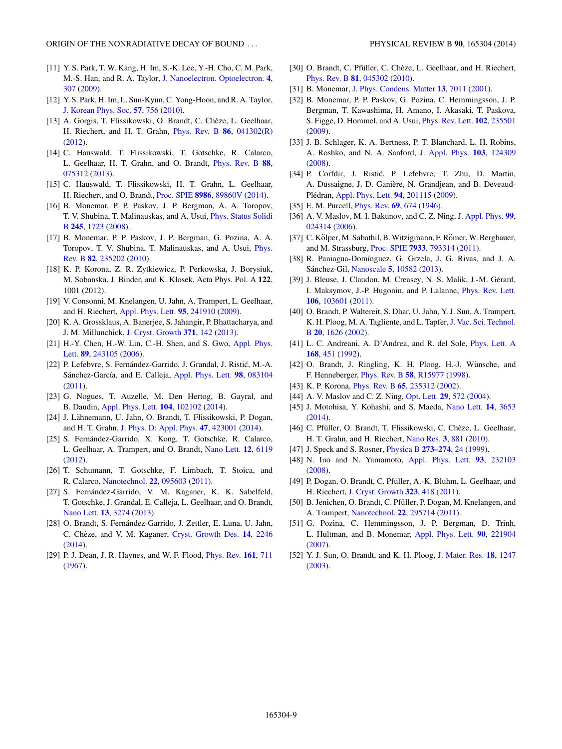[11] Y. S. Park, T. W. Kang, H. Im, S.-K. Lee, Y.-H. Cho, C. M. Park, M.-S. Han, and R. A. Taylor, J. Nanoelectron. Optoelectron. **4**, 307 (2009).

[12] Y. S. Park, H. Im, L. Sun-Kyun, C. Yong-Hoon, and R. A. Taylor, J. Korean Phys. Soc. **57**, 756 (2010).

[13] A. Gorgis, T. Flissikowski, O. Brandt, C. Chèze, L. Geelhaar, H. Riechert, and H. T. Grahn, Phys. Rev. B **86**, 041302(R) (2012).

[14] C. Hauswald, T. Flissikowski, T. Gotschke, R. Calarco, L. Geelhaar, H. T. Grahn, and O. Brandt, Phys. Rev. B **88**, 075312 (2013).

[15] C. Hauswald, T. Flissikowski, H. T. Grahn, L. Geelhaar, H. Riechert, and O. Brandt, Proc. SPIE **8986**, 89860V (2014).

[16] B. Monemar, P. P. Paskov, J. P. Bergman, A. A. Toropov, T. V. Shubina, T. Malinauskas, and A. Usui, Phys. Status Solidi B **245**, 1723 (2008).

[17] B. Monemar, P. P. Paskov, J. P. Bergman, G. Pozina, A. A. Toropov, T. V. Shubina, T. Malinauskas, and A. Usui, Phys. Rev. B **82**, 235202 (2010).

[18] K. P. Korona, Z. R. Zytkiewicz, P. Perkowska, J. Borysiuk, M. Sobanska, J. Binder, and K. Klosek, Acta Phys. Pol. A **122**, 1001 (2012).

[19] V. Consonni, M. Knelangen, U. Jahn, A. Trampert, L. Geelhaar, and H. Riechert, Appl. Phys. Lett. **95**, 241910 (2009).

[20] K. A. Grossklaus, A. Banerjee, S. Jahangir, P. Bhattacharya, and J. M. Millunchick, J. Cryst. Growth **371**, 142 (2013).

[21] H.-Y. Chen, H.-W. Lin, C.-H. Shen, and S. Gwo, Appl. Phys. Lett. **89**, 243105 (2006).

[22] P. Lefebvre, S. Fernández-Garrido, J. Grandal, J. Ristić, M.-A. Sánchez-García, and E. Calleja, Appl. Phys. Lett. **98**, 083104 (2011).

[23] G. Nogues, T. Auzelle, M. Den Hertog, B. Gayral, and B. Daudin, Appl. Phys. Lett. **104**, 102102 (2014).

[24] J. Lähnemann, U. Jahn, O. Brandt, T. Flissikowski, P. Dogan, and H. T. Grahn, J. Phys. D: Appl. Phys. **47**, 423001 (2014).

[25] S. Fernández-Garrido, X. Kong, T. Gotschke, R. Calarco, L. Geelhaar, A. Trampert, and O. Brandt, Nano Lett. **12**, 6119 (2012).

[26] T. Schumann, T. Gotschke, F. Limbach, T. Stoica, and R. Calarco, Nanotechnol. **22**, 095603 (2011).

[27] S. Fernández-Garrido, V. M. Kaganer, K. K. Sabelfeld, T. Gotschke, J. Grandal, E. Calleja, L. Geelhaar, and O. Brandt, Nano Lett. **13**, 3274 (2013).

[28] O. Brandt, S. Fernández-Garrido, J. Zettler, E. Luna, U. Jahn, C. Chèze, and V. M. Kaganer, Cryst. Growth Des. **14**, 2246 (2014).

[29] P. J. Dean, J. R. Haynes, and W. F. Flood, Phys. Rev. **161**, 711 (1967).

[30] O. Brandt, C. Pfüller, C. Chèze, L. Geelhaar, and H. Riechert, Phys. Rev. B **81**, 045302 (2010).

[31] B. Monemar, J. Phys. Condens. Matter **13**, 7011 (2001).

[32] B. Monemar, P. P. Paskov, G. Pozina, C. Hemmingsson, J. P. Bergman, T. Kawashima, H. Amano, I. Akasaki, T. Paskova, S. Figge, D. Hommel, and A. Usui, Phys. Rev. Lett. **102**, 235501 (2009).

[33] J. B. Schlager, K. A. Bertness, P. T. Blanchard, L. H. Robins, A. Roshko, and N. A. Sanford, J. Appl. Phys. **103**, 124309 (2008).

[34] P. Corfdir, J. Ristić, P. Lefebvre, T. Zhu, D. Martin, A. Dussaigne, J. D. Ganière, N. Grandjean, and B. Deveaud-Plédran, Appl. Phys. Lett. **94**, 201115 (2009).

[35] E. M. Purcell, Phys. Rev. **69**, 674 (1946).

[36] A. V. Maslov, M. I. Bakunov, and C. Z. Ning, J. Appl. Phys. **99**, 024314 (2006).

[37] C. Kölper, M. Sabathil, B. Witzigmann, F. Römer, W. Bergbauer, and M. Strassburg, Proc. SPIE **7933**, 793314 (2011).

[38] R. Paniagua-Domínguez, G. Grzela, J. G. Rivas, and J. A. Sánchez-Gil, Nanoscale **5**, 10582 (2013).

[39] J. Bleuse, J. Claudon, M. Creasey, N. S. Malik, J.-M. Gérard, I. Maksymov, J.-P. Hugonin, and P. Lalanne, Phys. Rev. Lett. **106**, 103601 (2011).

[40] O. Brandt, P. Waltereit, S. Dhar, U. Jahn, Y. J. Sun, A. Trampert, K. H. Ploog, M. A. Tagliente, and L. Tapfer, J. Vac. Sci. Technol. B **20**, 1626 (2002).

[41] L. C. Andreani, A. D'Andrea, and R. del Sole, Phys. Lett. A **168**, 451 (1992).

[42] O. Brandt, J. Ringling, K. H. Ploog, H.-J. Wünsche, and F. Henneberger, Phys. Rev. B **58**, R15977 (1998).

[43] K. P. Korona, Phys. Rev. B **65**, 235312 (2002).

[44] A. V. Maslov and C. Z. Ning, Opt. Lett. **29**, 572 (2004).

[45] J. Motohisa, Y. Kohashi, and S. Maeda, Nano Lett. **14**, 3653 (2014).

[46] C. Pfüller, O. Brandt, T. Flissikowski, C. Chèze, L. Geelhaar, H. T. Grahn, and H. Riechert, Nano Res. **3**, 881 (2010).

[47] J. Speck and S. Rosner, Physica B **273–274**, 24 (1999).

[48] N. Ino and N. Yamamoto, Appl. Phys. Lett. **93**, 232103 (2008).

[49] P. Dogan, O. Brandt, C. Pfüller, A.-K. Bluhm, L. Geelhaar, and H. Riechert, J. Cryst. Growth **323**, 418 (2011).

[50] B. Jenichen, O. Brandt, C. Pfüller, P. Dogan, M. Knelangen, and A. Trampert, Nanotechnol. **22**, 295714 (2011).

[51] G. Pozina, C. Hemmingsson, J. P. Bergman, D. Trinh, L. Hultman, and B. Monemar, Appl. Phys. Lett. **90**, 221904 (2007).

[52] Y. J. Sun, O. Brandt, and K. H. Ploog, J. Mater. Res. **18**, 1247 (2003).